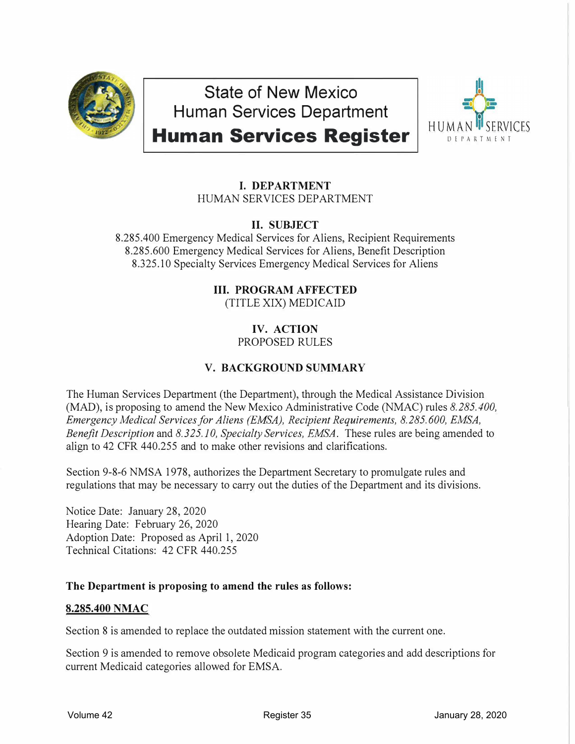# State of New Mexico
# Human Services Department
# Human Services Register

## I. DEPARTMENT

HUMAN SERVICES DEPARTMENT

## II. SUBJECT

8.285.400 Emergency Medical Services for Aliens, Recipient Requirements
8.285.600 Emergency Medical Services for Aliens, Benefit Description
8.325.10 Specialty Services Emergency Medical Services for Aliens

## III. PROGRAM AFFECTED

(TITLE XIX) MEDICAID

## IV. ACTION

PROPOSED RULES

## V. BACKGROUND SUMMARY

The Human Services Department (the Department), through the Medical Assistance Division (MAD), is proposing to amend the New Mexico Administrative Code (NMAC) rules *8.285.400, Emergency Medical Services for Aliens (EMSA), Recipient Requirements, 8.285.600, EMSA, Benefit Description* and *8.325.10, Specialty Services, EMSA*. These rules are being amended to align to 42 CFR 440.255 and to make other revisions and clarifications.

Section 9-8-6 NMSA 1978, authorizes the Department Secretary to promulgate rules and regulations that may be necessary to carry out the duties of the Department and its divisions.

Notice Date: January 28, 2020
Hearing Date: February 26, 2020
Adoption Date: Proposed as April 1, 2020
Technical Citations: 42 CFR 440.255

**The Department is proposing to amend the rules as follows:**

**8.285.400 NMAC**

Section 8 is amended to replace the outdated mission statement with the current one.

Section 9 is amended to remove obsolete Medicaid program categories and add descriptions for current Medicaid categories allowed for EMSA.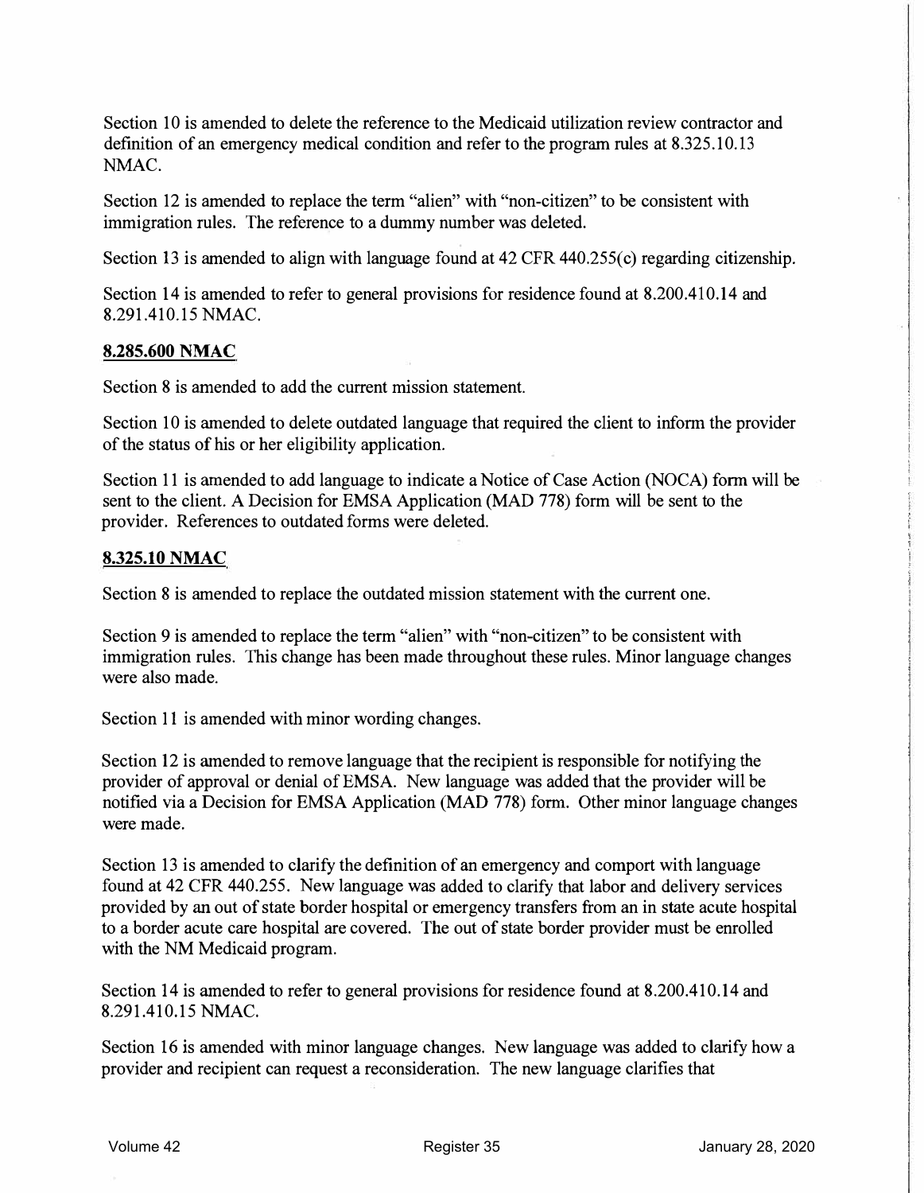Section 10 is amended to delete the reference to the Medicaid utilization review contractor and definition of an emergency medical condition and refer to the program rules at 8.325.10.13 NMAC.

Section 12 is amended to replace the term "alien" with "non-citizen" to be consistent with immigration rules. The reference to a dummy number was deleted.

Section 13 is amended to align with language found at 42 CFR 440.255(c) regarding citizenship.

Section 14 is amended to refer to general provisions for residence found at 8.200.410.14 and 8.291.410.15 NMAC.

**8.285.600 NMAC**

Section 8 is amended to add the current mission statement.

Section 10 is amended to delete outdated language that required the client to inform the provider of the status of his or her eligibility application.

Section 11 is amended to add language to indicate a Notice of Case Action (NOCA) form will be sent to the client. A Decision for EMSA Application (MAD 778) form will be sent to the provider. References to outdated forms were deleted.

**8.325.10 NMAC**

Section 8 is amended to replace the outdated mission statement with the current one.

Section 9 is amended to replace the term "alien" with "non-citizen" to be consistent with immigration rules. This change has been made throughout these rules. Minor language changes were also made.

Section 11 is amended with minor wording changes.

Section 12 is amended to remove language that the recipient is responsible for notifying the provider of approval or denial of EMSA. New language was added that the provider will be notified via a Decision for EMSA Application (MAD 778) form. Other minor language changes were made.

Section 13 is amended to clarify the definition of an emergency and comport with language found at 42 CFR 440.255. New language was added to clarify that labor and delivery services provided by an out of state border hospital or emergency transfers from an in state acute hospital to a border acute care hospital are covered. The out of state border provider must be enrolled with the NM Medicaid program.

Section 14 is amended to refer to general provisions for residence found at 8.200.410.14 and 8.291.410.15 NMAC.

Section 16 is amended with minor language changes. New language was added to clarify how a provider and recipient can request a reconsideration. The new language clarifies that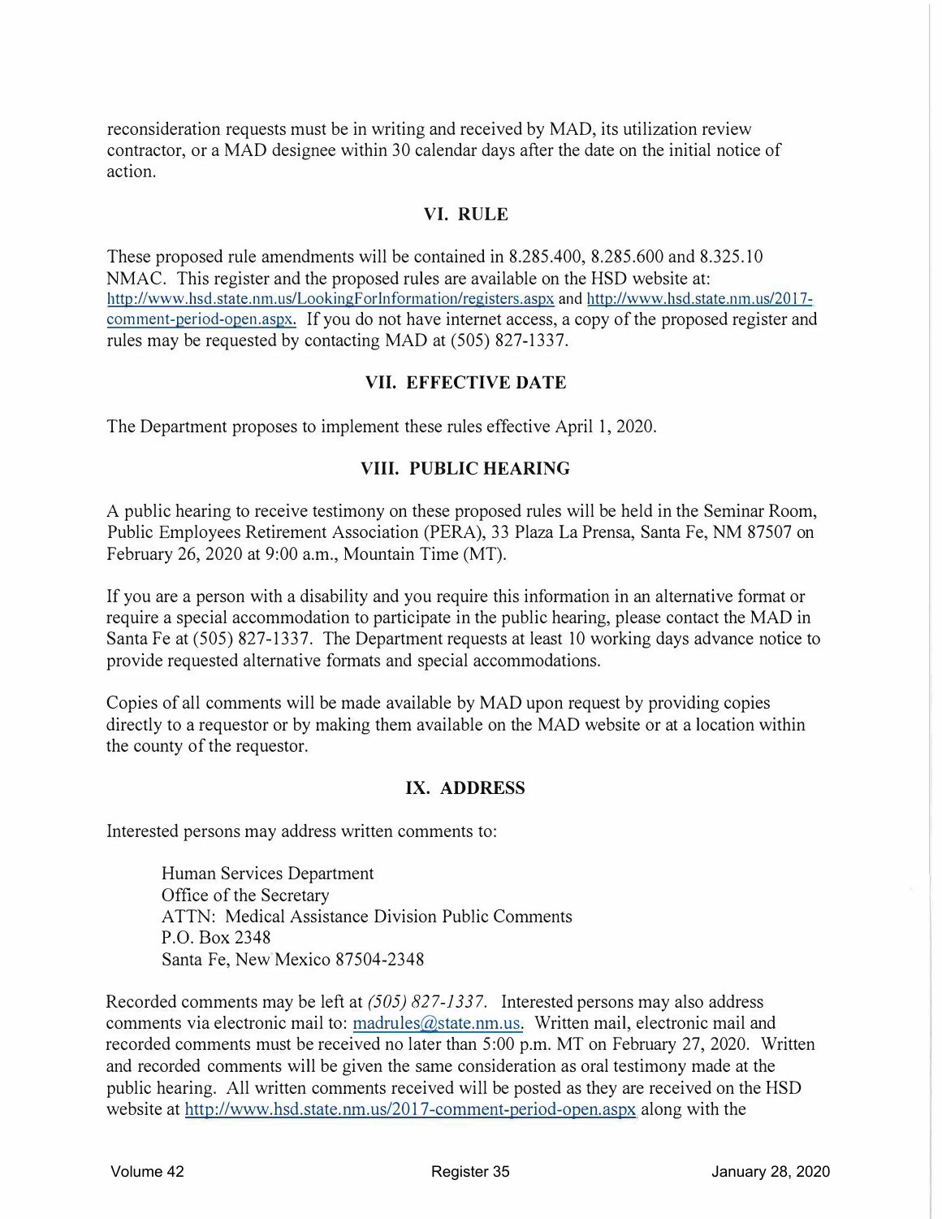reconsideration requests must be in writing and received by MAD, its utilization review contractor, or a MAD designee within 30 calendar days after the date on the initial notice of action.

## VI. RULE

These proposed rule amendments will be contained in 8.285.400, 8.285.600 and 8.325.10 NMAC. This register and the proposed rules are available on the HSD website at: http://www.hsd.state.nm.us/LookingForInformation/registers.aspx and http://www.hsd.state.nm.us/2017-comment-period-open.aspx. If you do not have internet access, a copy of the proposed register and rules may be requested by contacting MAD at (505) 827-1337.

## VII. EFFECTIVE DATE

The Department proposes to implement these rules effective April 1, 2020.

## VIII. PUBLIC HEARING

A public hearing to receive testimony on these proposed rules will be held in the Seminar Room, Public Employees Retirement Association (PERA), 33 Plaza La Prensa, Santa Fe, NM 87507 on February 26, 2020 at 9:00 a.m., Mountain Time (MT).

If you are a person with a disability and you require this information in an alternative format or require a special accommodation to participate in the public hearing, please contact the MAD in Santa Fe at (505) 827-1337. The Department requests at least 10 working days advance notice to provide requested alternative formats and special accommodations.

Copies of all comments will be made available by MAD upon request by providing copies directly to a requestor or by making them available on the MAD website or at a location within the county of the requestor.

## IX. ADDRESS

Interested persons may address written comments to:

> Human Services Department
> Office of the Secretary
> ATTN: Medical Assistance Division Public Comments
> P.O. Box 2348
> Santa Fe, New Mexico 87504-2348

Recorded comments may be left at *(505) 827-1337*. Interested persons may also address comments via electronic mail to: madrules@state.nm.us. Written mail, electronic mail and recorded comments must be received no later than 5:00 p.m. MT on February 27, 2020. Written and recorded comments will be given the same consideration as oral testimony made at the public hearing. All written comments received will be posted as they are received on the HSD website at http://www.hsd.state.nm.us/2017-comment-period-open.aspx along with the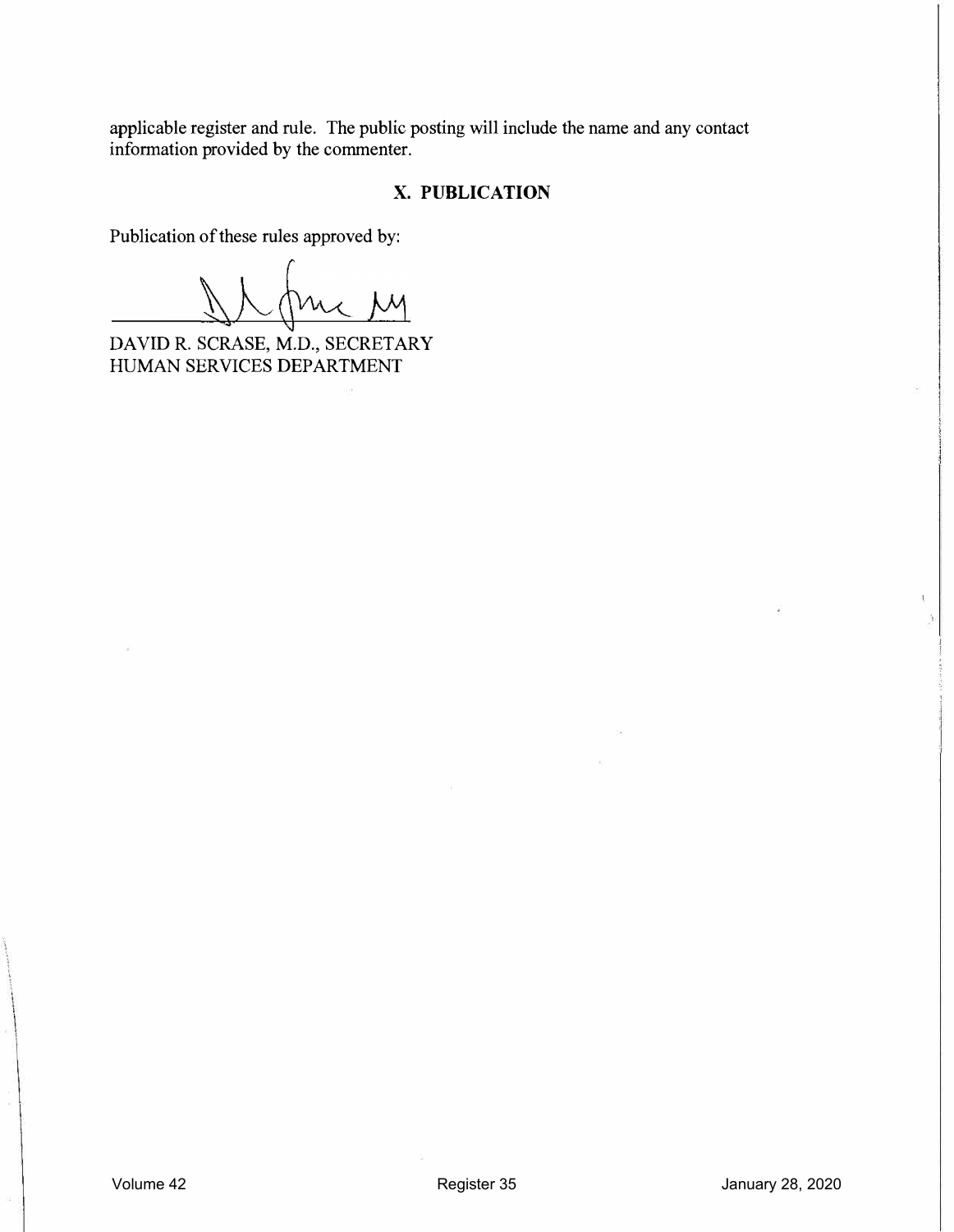applicable register and rule. The public posting will include the name and any contact information provided by the commenter.

## X. PUBLICATION

Publication of these rules approved by:

DAVID R. SCRASE, M.D., SECRETARY
HUMAN SERVICES DEPARTMENT